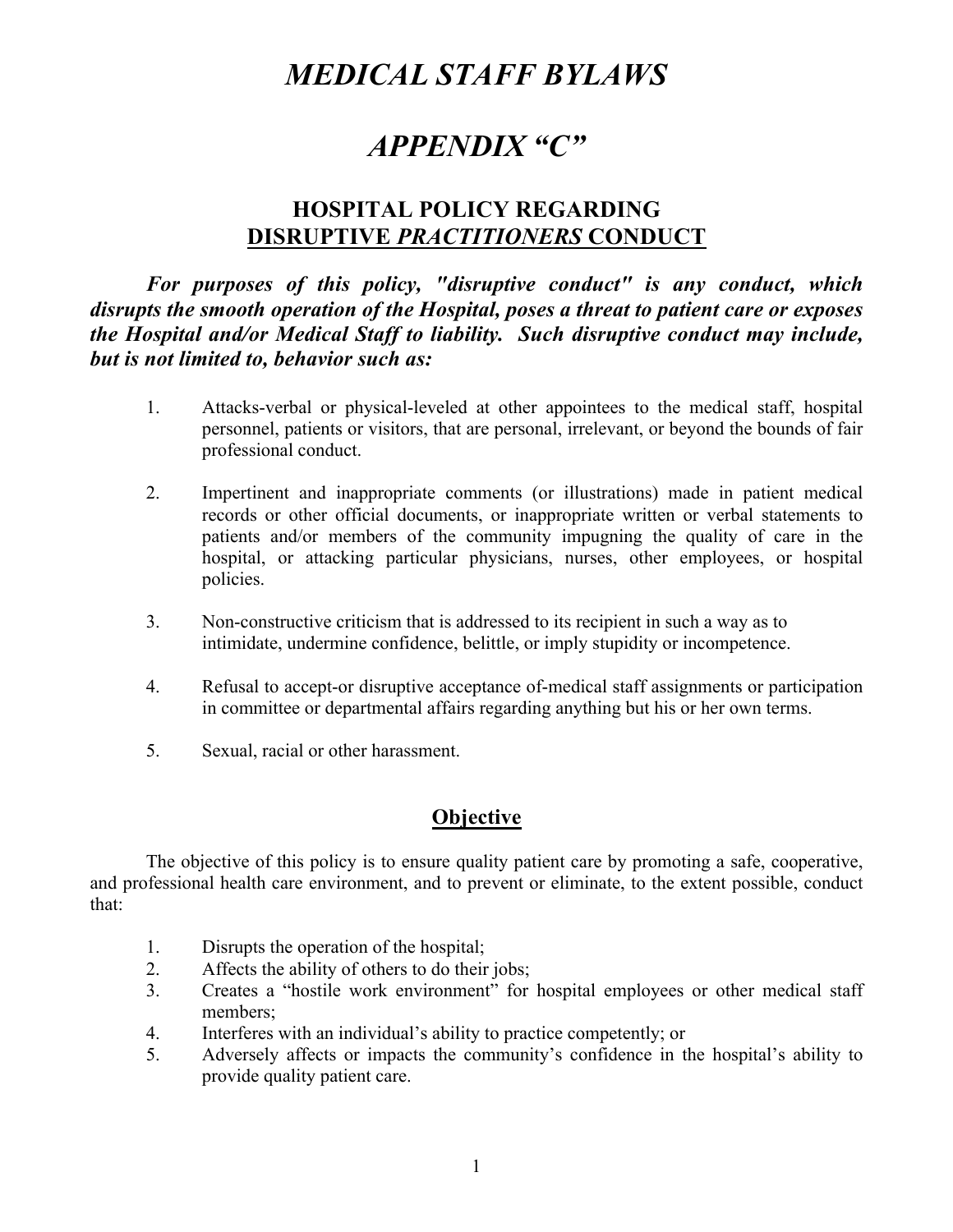# *MEDICAL STAFF BYLAWS*

# *APPENDIX "C"*

## HOSPITAL POLICY REGARDING DISRUPTIVE *PRACTITIONERS* CONDUCT

***For purposes of this policy, "disruptive conduct" is any conduct, which disrupts the smooth operation of the Hospital, poses a threat to patient care or exposes the Hospital and/or Medical Staff to liability. Such disruptive conduct may include, but is not limited to, behavior such as:***

1. Attacks-verbal or physical-leveled at other appointees to the medical staff, hospital personnel, patients or visitors, that are personal, irrelevant, or beyond the bounds of fair professional conduct.

2. Impertinent and inappropriate comments (or illustrations) made in patient medical records or other official documents, or inappropriate written or verbal statements to patients and/or members of the community impugning the quality of care in the hospital, or attacking particular physicians, nurses, other employees, or hospital policies.

3. Non-constructive criticism that is addressed to its recipient in such a way as to intimidate, undermine confidence, belittle, or imply stupidity or incompetence.

4. Refusal to accept-or disruptive acceptance of-medical staff assignments or participation in committee or departmental affairs regarding anything but his or her own terms.

5. Sexual, racial or other harassment.

## Objective

The objective of this policy is to ensure quality patient care by promoting a safe, cooperative, and professional health care environment, and to prevent or eliminate, to the extent possible, conduct that:

1. Disrupts the operation of the hospital;
2. Affects the ability of others to do their jobs;
3. Creates a "hostile work environment" for hospital employees or other medical staff members;
4. Interferes with an individual's ability to practice competently; or
5. Adversely affects or impacts the community's confidence in the hospital's ability to provide quality patient care.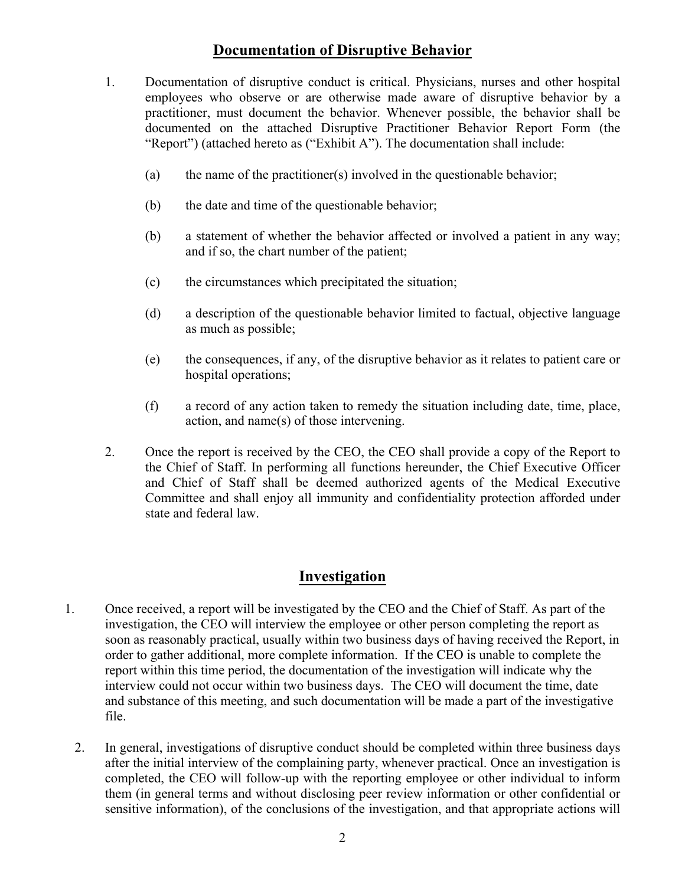## Documentation of Disruptive Behavior

1. Documentation of disruptive conduct is critical. Physicians, nurses and other hospital employees who observe or are otherwise made aware of disruptive behavior by a practitioner, must document the behavior. Whenever possible, the behavior shall be documented on the attached Disruptive Practitioner Behavior Report Form (the "Report") (attached hereto as ("Exhibit A"). The documentation shall include:

   (a) the name of the practitioner(s) involved in the questionable behavior;

   (b) the date and time of the questionable behavior;

   (b) a statement of whether the behavior affected or involved a patient in any way; and if so, the chart number of the patient;

   (c) the circumstances which precipitated the situation;

   (d) a description of the questionable behavior limited to factual, objective language as much as possible;

   (e) the consequences, if any, of the disruptive behavior as it relates to patient care or hospital operations;

   (f) a record of any action taken to remedy the situation including date, time, place, action, and name(s) of those intervening.

2. Once the report is received by the CEO, the CEO shall provide a copy of the Report to the Chief of Staff. In performing all functions hereunder, the Chief Executive Officer and Chief of Staff shall be deemed authorized agents of the Medical Executive Committee and shall enjoy all immunity and confidentiality protection afforded under state and federal law.

## Investigation

1. Once received, a report will be investigated by the CEO and the Chief of Staff. As part of the investigation, the CEO will interview the employee or other person completing the report as soon as reasonably practical, usually within two business days of having received the Report, in order to gather additional, more complete information. If the CEO is unable to complete the report within this time period, the documentation of the investigation will indicate why the interview could not occur within two business days. The CEO will document the time, date and substance of this meeting, and such documentation will be made a part of the investigative file.

2. In general, investigations of disruptive conduct should be completed within three business days after the initial interview of the complaining party, whenever practical. Once an investigation is completed, the CEO will follow-up with the reporting employee or other individual to inform them (in general terms and without disclosing peer review information or other confidential or sensitive information), of the conclusions of the investigation, and that appropriate actions will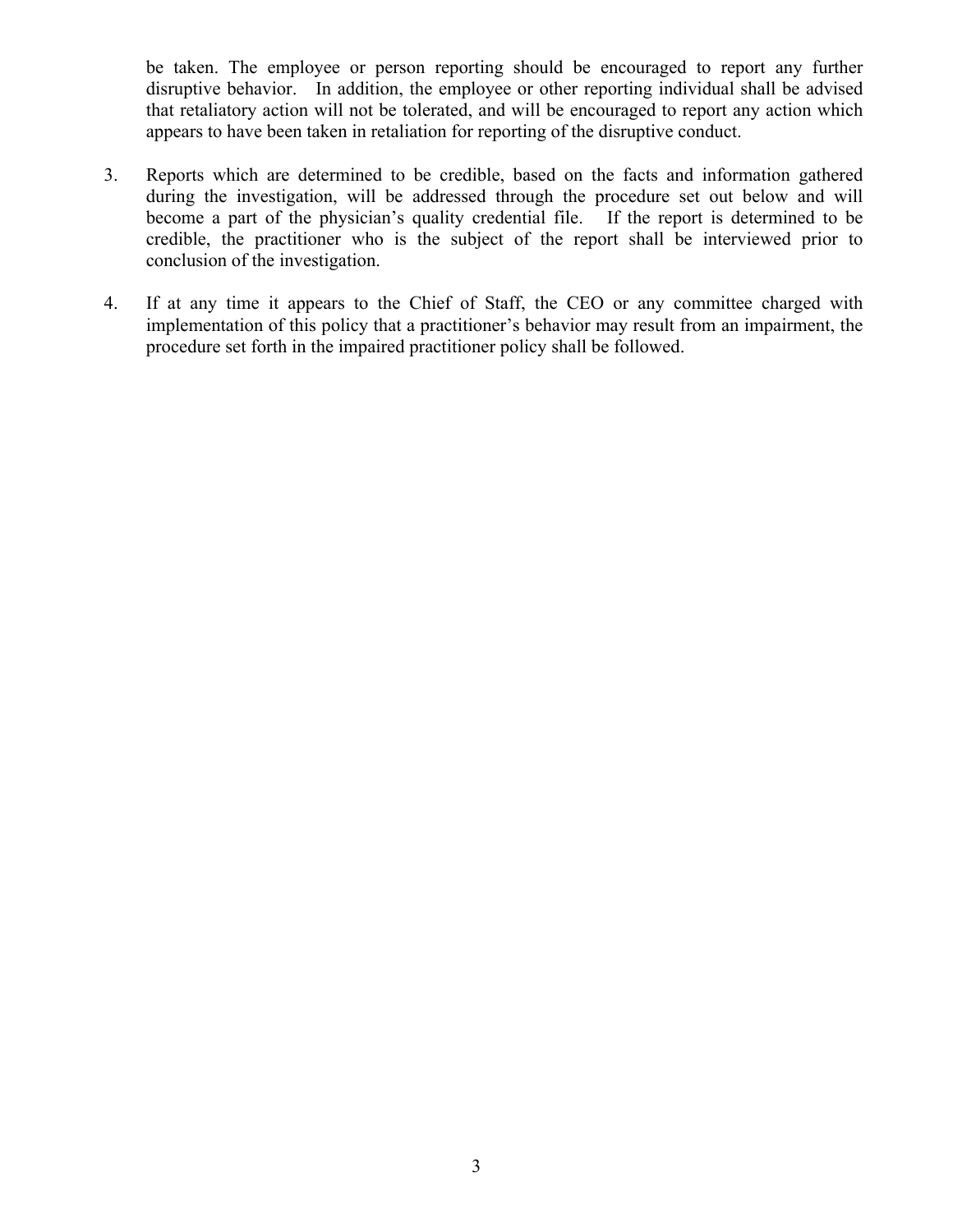be taken. The employee or person reporting should be encouraged to report any further disruptive behavior. In addition, the employee or other reporting individual shall be advised that retaliatory action will not be tolerated, and will be encouraged to report any action which appears to have been taken in retaliation for reporting of the disruptive conduct.

3. Reports which are determined to be credible, based on the facts and information gathered during the investigation, will be addressed through the procedure set out below and will become a part of the physician's quality credential file. If the report is determined to be credible, the practitioner who is the subject of the report shall be interviewed prior to conclusion of the investigation.

4. If at any time it appears to the Chief of Staff, the CEO or any committee charged with implementation of this policy that a practitioner's behavior may result from an impairment, the procedure set forth in the impaired practitioner policy shall be followed.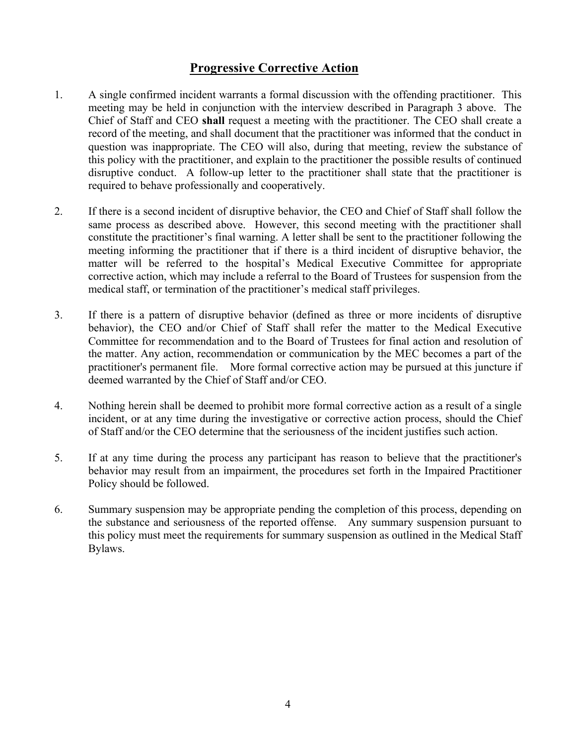## Progressive Corrective Action

1. A single confirmed incident warrants a formal discussion with the offending practitioner. This meeting may be held in conjunction with the interview described in Paragraph 3 above. The Chief of Staff and CEO **shall** request a meeting with the practitioner. The CEO shall create a record of the meeting, and shall document that the practitioner was informed that the conduct in question was inappropriate. The CEO will also, during that meeting, review the substance of this policy with the practitioner, and explain to the practitioner the possible results of continued disruptive conduct. A follow-up letter to the practitioner shall state that the practitioner is required to behave professionally and cooperatively.

2. If there is a second incident of disruptive behavior, the CEO and Chief of Staff shall follow the same process as described above. However, this second meeting with the practitioner shall constitute the practitioner's final warning. A letter shall be sent to the practitioner following the meeting informing the practitioner that if there is a third incident of disruptive behavior, the matter will be referred to the hospital's Medical Executive Committee for appropriate corrective action, which may include a referral to the Board of Trustees for suspension from the medical staff, or termination of the practitioner's medical staff privileges.

3. If there is a pattern of disruptive behavior (defined as three or more incidents of disruptive behavior), the CEO and/or Chief of Staff shall refer the matter to the Medical Executive Committee for recommendation and to the Board of Trustees for final action and resolution of the matter. Any action, recommendation or communication by the MEC becomes a part of the practitioner's permanent file. More formal corrective action may be pursued at this juncture if deemed warranted by the Chief of Staff and/or CEO.

4. Nothing herein shall be deemed to prohibit more formal corrective action as a result of a single incident, or at any time during the investigative or corrective action process, should the Chief of Staff and/or the CEO determine that the seriousness of the incident justifies such action.

5. If at any time during the process any participant has reason to believe that the practitioner's behavior may result from an impairment, the procedures set forth in the Impaired Practitioner Policy should be followed.

6. Summary suspension may be appropriate pending the completion of this process, depending on the substance and seriousness of the reported offense. Any summary suspension pursuant to this policy must meet the requirements for summary suspension as outlined in the Medical Staff Bylaws.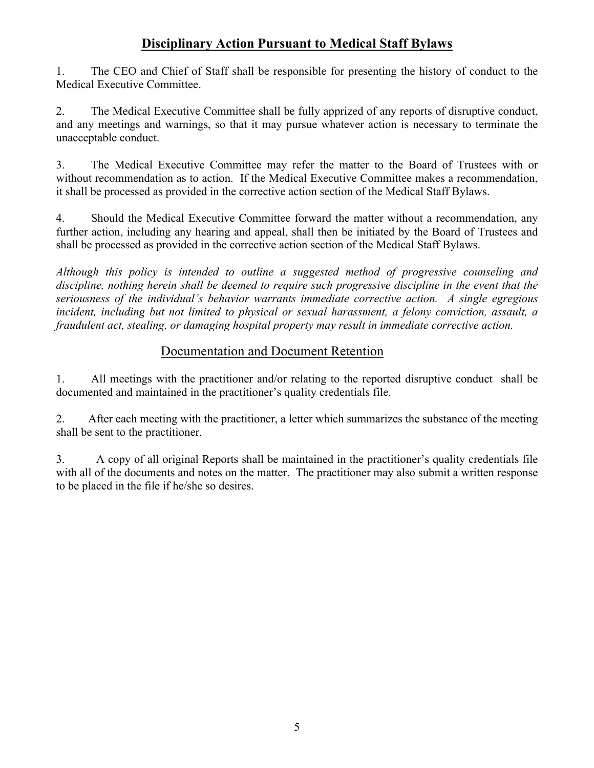## **Disciplinary Action Pursuant to Medical Staff Bylaws**

1. The CEO and Chief of Staff shall be responsible for presenting the history of conduct to the Medical Executive Committee.

2. The Medical Executive Committee shall be fully apprized of any reports of disruptive conduct, and any meetings and warnings, so that it may pursue whatever action is necessary to terminate the unacceptable conduct.

3. The Medical Executive Committee may refer the matter to the Board of Trustees with or without recommendation as to action. If the Medical Executive Committee makes a recommendation, it shall be processed as provided in the corrective action section of the Medical Staff Bylaws.

4. Should the Medical Executive Committee forward the matter without a recommendation, any further action, including any hearing and appeal, shall then be initiated by the Board of Trustees and shall be processed as provided in the corrective action section of the Medical Staff Bylaws.

*Although this policy is intended to outline a suggested method of progressive counseling and discipline, nothing herein shall be deemed to require such progressive discipline in the event that the seriousness of the individual's behavior warrants immediate corrective action. A single egregious incident, including but not limited to physical or sexual harassment, a felony conviction, assault, a fraudulent act, stealing, or damaging hospital property may result in immediate corrective action.*

## Documentation and Document Retention

1. All meetings with the practitioner and/or relating to the reported disruptive conduct shall be documented and maintained in the practitioner's quality credentials file.

2. After each meeting with the practitioner, a letter which summarizes the substance of the meeting shall be sent to the practitioner.

3. A copy of all original Reports shall be maintained in the practitioner's quality credentials file with all of the documents and notes on the matter. The practitioner may also submit a written response to be placed in the file if he/she so desires.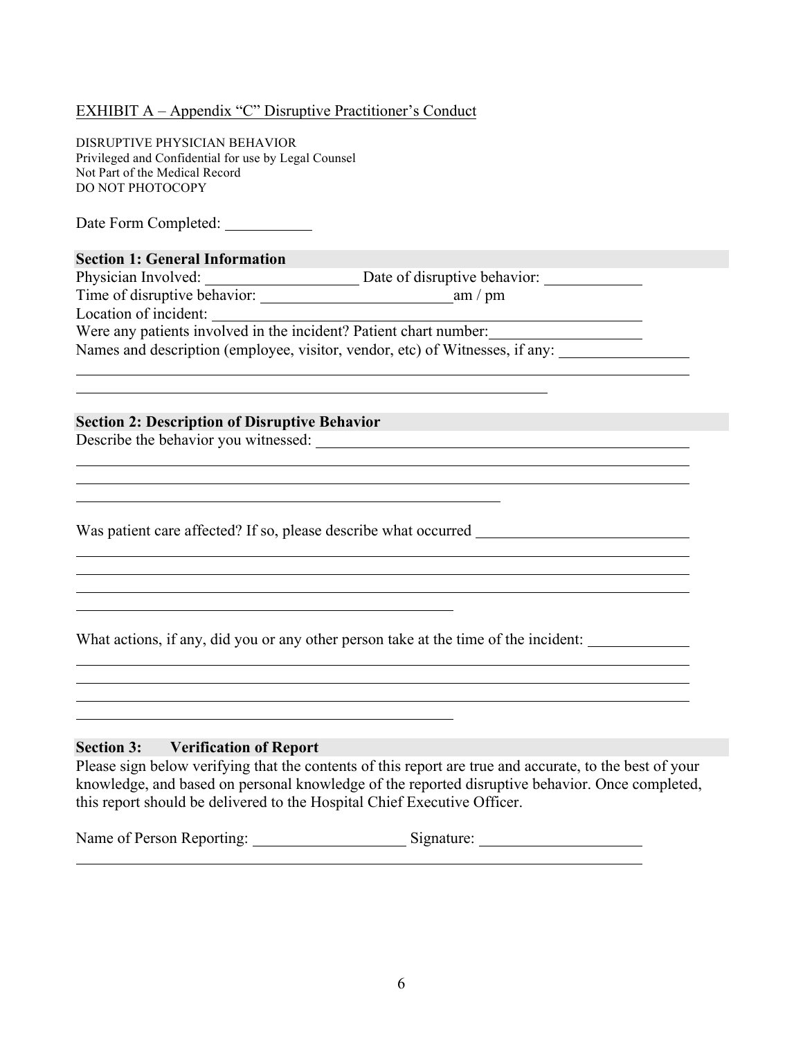EXHIBIT A – Appendix “C” Disruptive Practitioner’s Conduct

DISRUPTIVE PHYSICIAN BEHAVIOR
Privileged and Confidential for use by Legal Counsel
Not Part of the Medical Record
DO NOT PHOTOCOPY

Date Form Completed: ___________

**Section 1: General Information**

Physician Involved: ____________________ Date of disruptive behavior: ____________

Time of disruptive behavior: _________________________am / pm

Location of incident: ____________________________________________________

Were any patients involved in the incident? Patient chart number:___________________

Names and description (employee, visitor, vendor, etc) of Witnesses, if any: ________________

____________________________________________________________________________

_____________________________________________________________

**Section 2: Description of Disruptive Behavior**

Describe the behavior you witnessed: ________________________________________________

____________________________________________________________________________

____________________________________________________________________________

_______________________________________________________

Was patient care affected? If so, please describe what occurred ___________________________

____________________________________________________________________________

____________________________________________________________________________

____________________________________________________________________________

_________________________________________________

What actions, if any, did you or any other person take at the time of the incident: ____________

____________________________________________________________________________

____________________________________________________________________________

____________________________________________________________________________

_________________________________________________

**Section 3: Verification of Report**

Please sign below verifying that the contents of this report are true and accurate, to the best of your knowledge, and based on personal knowledge of the reported disruptive behavior. Once completed, this report should be delivered to the Hospital Chief Executive Officer.

Name of Person Reporting: ____________________ Signature: _____________________

_________________________________________________________________________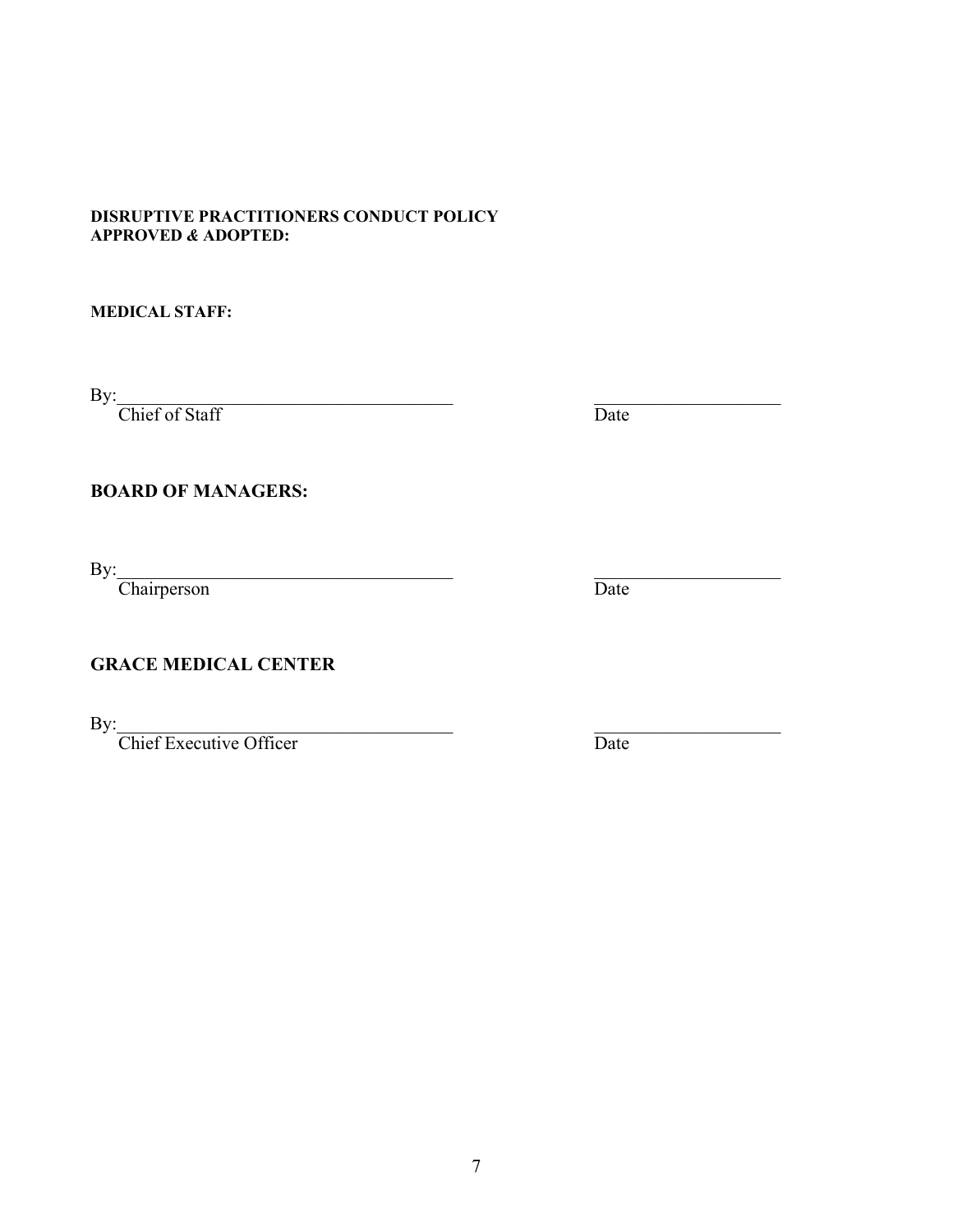**DISRUPTIVE PRACTITIONERS CONDUCT POLICY**
**APPROVED & ADOPTED:**

**MEDICAL STAFF:**

By:\_\_\_\_\_\_\_\_\_\_\_\_\_\_\_\_\_\_\_\_\_\_\_\_\_\_\_\_\_\_\_\_\_\_\_\_\_ \_\_\_\_\_\_\_\_\_\_\_\_\_\_\_\_\_\_\_\_
Chief of Staff Date

**BOARD OF MANAGERS:**

By:\_\_\_\_\_\_\_\_\_\_\_\_\_\_\_\_\_\_\_\_\_\_\_\_\_\_\_\_\_\_\_\_\_\_\_\_\_ \_\_\_\_\_\_\_\_\_\_\_\_\_\_\_\_\_\_\_\_
Chairperson Date

**GRACE MEDICAL CENTER**

By:\_\_\_\_\_\_\_\_\_\_\_\_\_\_\_\_\_\_\_\_\_\_\_\_\_\_\_\_\_\_\_\_\_\_\_\_\_ \_\_\_\_\_\_\_\_\_\_\_\_\_\_\_\_\_\_\_\_
Chief Executive Officer Date